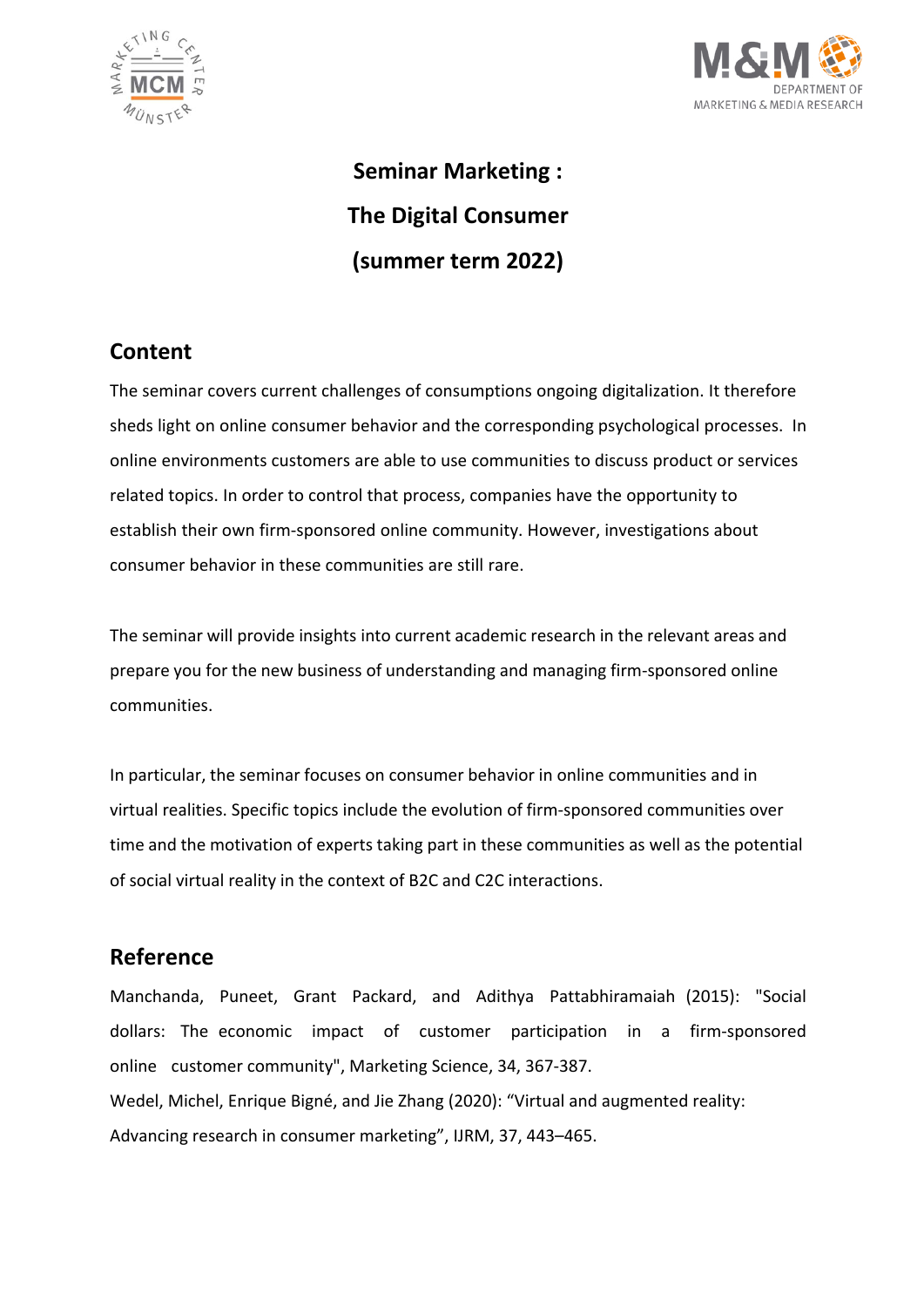# Seminar Marketing :

# The Digital Consumer

# (summer term 2022)

## Content

The seminar covers current challenges of consumptions ongoing digitalization. It therefore sheds light on online consumer behavior and the corresponding psychological processes. In online environments customers are able to use communities to discuss product or services related topics. In order to control that process, companies have the opportunity to establish their own firm-sponsored online community. However, investigations about consumer behavior in these communities are still rare.

The seminar will provide insights into current academic research in the relevant areas and prepare you for the new business of understanding and managing firm-sponsored online communities.

In particular, the seminar focuses on consumer behavior in online communities and in virtual realities. Specific topics include the evolution of firm-sponsored communities over time and the motivation of experts taking part in these communities as well as the potential of social virtual reality in the context of B2C and C2C interactions.

## Reference

Manchanda, Puneet, Grant Packard, and Adithya Pattabhiramaiah (2015): "Social dollars: The economic impact of customer participation in a firm-sponsored online customer community", Marketing Science, 34, 367-387.

Wedel, Michel, Enrique Bigné, and Jie Zhang (2020): "Virtual and augmented reality: Advancing research in consumer marketing", IJRM, 37, 443–465.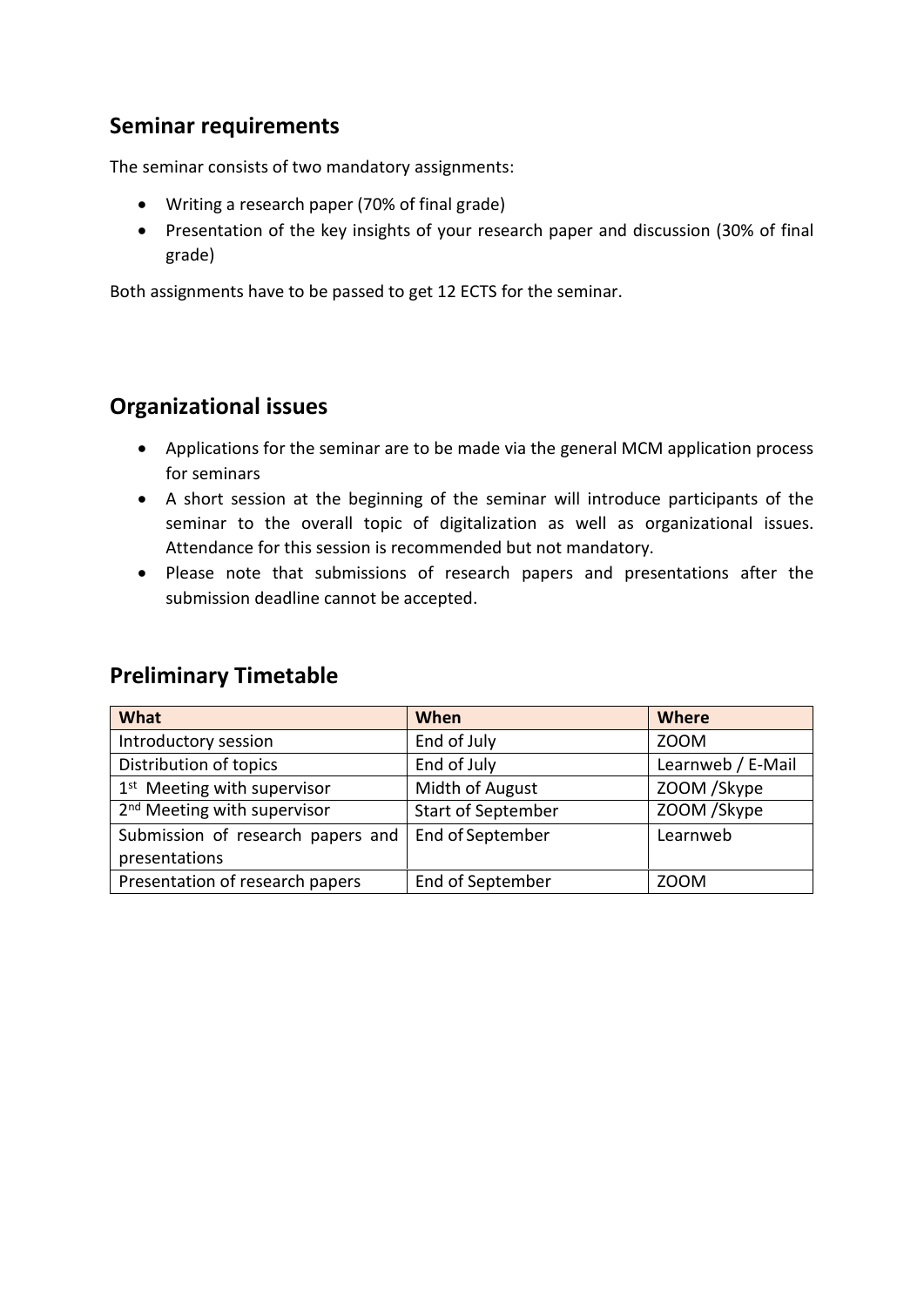## Seminar requirements

The seminar consists of two mandatory assignments:

- Writing a research paper (70% of final grade)
- Presentation of the key insights of your research paper and discussion (30% of final grade)

Both assignments have to be passed to get 12 ECTS for the seminar.

## Organizational issues

- Applications for the seminar are to be made via the general MCM application process for seminars
- A short session at the beginning of the seminar will introduce participants of the seminar to the overall topic of digitalization as well as organizational issues. Attendance for this session is recommended but not mandatory.
- Please note that submissions of research papers and presentations after the submission deadline cannot be accepted.

## Preliminary Timetable

| What | When | Where |
|---|---|---|
| Introductory session | End of July | ZOOM |
| Distribution of topics | End of July | Learnweb / E-Mail |
| 1st Meeting with supervisor | Midth of August | ZOOM /Skype |
| 2nd Meeting with supervisor | Start of September | ZOOM /Skype |
| Submission of research papers and presentations | End of September | Learnweb |
| Presentation of research papers | End of September | ZOOM |